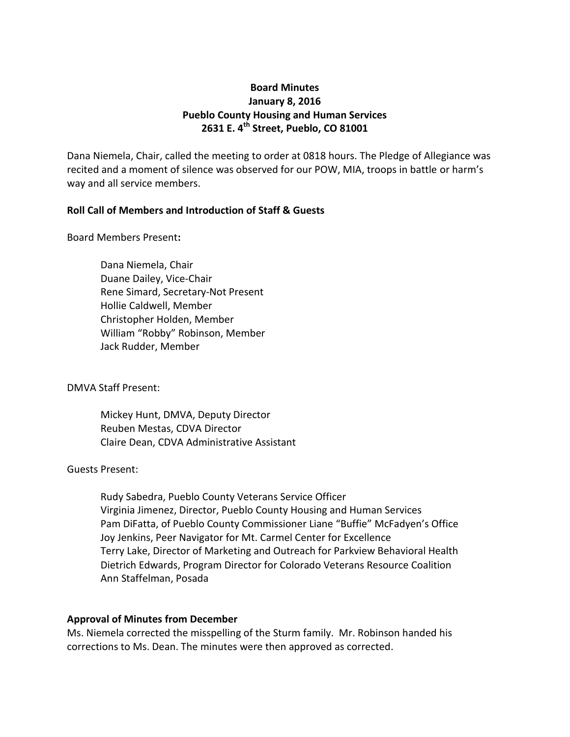**Board Minutes**
**January 8, 2016**
**Pueblo County Housing and Human Services**
**2631 E. 4th Street, Pueblo, CO 81001**

Dana Niemela, Chair, called the meeting to order at 0818 hours. The Pledge of Allegiance was recited and a moment of silence was observed for our POW, MIA, troops in battle or harm's way and all service members.

**Roll Call of Members and Introduction of Staff & Guests**

Board Members Present**:**

Dana Niemela, Chair
Duane Dailey, Vice-Chair
Rene Simard, Secretary-Not Present
Hollie Caldwell, Member
Christopher Holden, Member
William "Robby" Robinson, Member
Jack Rudder, Member

DMVA Staff Present:

Mickey Hunt, DMVA, Deputy Director
Reuben Mestas, CDVA Director
Claire Dean, CDVA Administrative Assistant

Guests Present:

Rudy Sabedra, Pueblo County Veterans Service Officer
Virginia Jimenez, Director, Pueblo County Housing and Human Services
Pam DiFatta, of Pueblo County Commissioner Liane "Buffie" McFadyen's Office
Joy Jenkins, Peer Navigator for Mt. Carmel Center for Excellence
Terry Lake, Director of Marketing and Outreach for Parkview Behavioral Health
Dietrich Edwards, Program Director for Colorado Veterans Resource Coalition
Ann Staffelman, Posada

**Approval of Minutes from December**

Ms. Niemela corrected the misspelling of the Sturm family. Mr. Robinson handed his corrections to Ms. Dean. The minutes were then approved as corrected.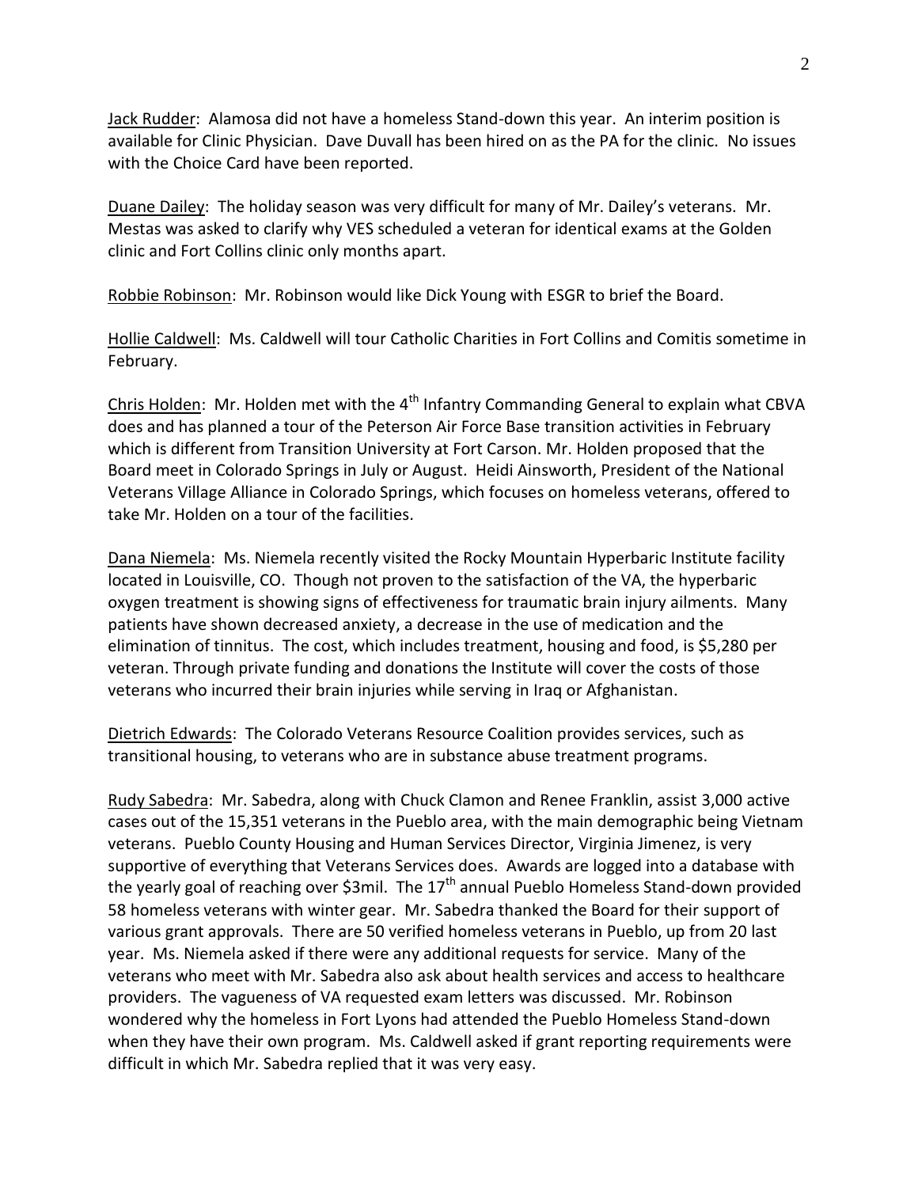Jack Rudder: Alamosa did not have a homeless Stand-down this year. An interim position is available for Clinic Physician. Dave Duvall has been hired on as the PA for the clinic. No issues with the Choice Card have been reported.

Duane Dailey: The holiday season was very difficult for many of Mr. Dailey's veterans. Mr. Mestas was asked to clarify why VES scheduled a veteran for identical exams at the Golden clinic and Fort Collins clinic only months apart.

Robbie Robinson: Mr. Robinson would like Dick Young with ESGR to brief the Board.

Hollie Caldwell: Ms. Caldwell will tour Catholic Charities in Fort Collins and Comitis sometime in February.

Chris Holden: Mr. Holden met with the 4th Infantry Commanding General to explain what CBVA does and has planned a tour of the Peterson Air Force Base transition activities in February which is different from Transition University at Fort Carson. Mr. Holden proposed that the Board meet in Colorado Springs in July or August. Heidi Ainsworth, President of the National Veterans Village Alliance in Colorado Springs, which focuses on homeless veterans, offered to take Mr. Holden on a tour of the facilities.

Dana Niemela: Ms. Niemela recently visited the Rocky Mountain Hyperbaric Institute facility located in Louisville, CO. Though not proven to the satisfaction of the VA, the hyperbaric oxygen treatment is showing signs of effectiveness for traumatic brain injury ailments. Many patients have shown decreased anxiety, a decrease in the use of medication and the elimination of tinnitus. The cost, which includes treatment, housing and food, is $5,280 per veteran. Through private funding and donations the Institute will cover the costs of those veterans who incurred their brain injuries while serving in Iraq or Afghanistan.

Dietrich Edwards: The Colorado Veterans Resource Coalition provides services, such as transitional housing, to veterans who are in substance abuse treatment programs.

Rudy Sabedra: Mr. Sabedra, along with Chuck Clamon and Renee Franklin, assist 3,000 active cases out of the 15,351 veterans in the Pueblo area, with the main demographic being Vietnam veterans. Pueblo County Housing and Human Services Director, Virginia Jimenez, is very supportive of everything that Veterans Services does. Awards are logged into a database with the yearly goal of reaching over $3mil. The 17th annual Pueblo Homeless Stand-down provided 58 homeless veterans with winter gear. Mr. Sabedra thanked the Board for their support of various grant approvals. There are 50 verified homeless veterans in Pueblo, up from 20 last year. Ms. Niemela asked if there were any additional requests for service. Many of the veterans who meet with Mr. Sabedra also ask about health services and access to healthcare providers. The vagueness of VA requested exam letters was discussed. Mr. Robinson wondered why the homeless in Fort Lyons had attended the Pueblo Homeless Stand-down when they have their own program. Ms. Caldwell asked if grant reporting requirements were difficult in which Mr. Sabedra replied that it was very easy.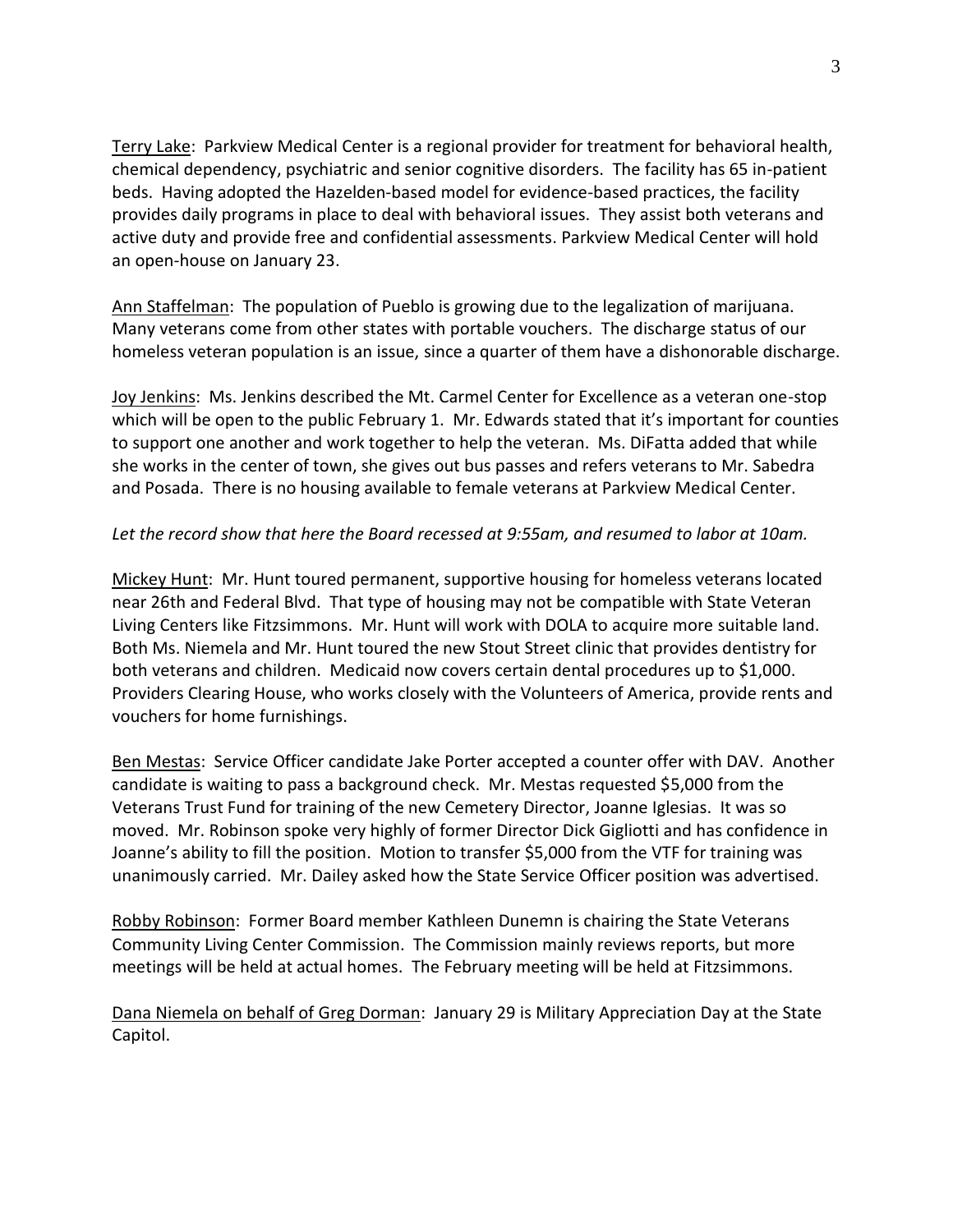<u>Terry Lake</u>: Parkview Medical Center is a regional provider for treatment for behavioral health, chemical dependency, psychiatric and senior cognitive disorders. The facility has 65 in-patient beds. Having adopted the Hazelden-based model for evidence-based practices, the facility provides daily programs in place to deal with behavioral issues. They assist both veterans and active duty and provide free and confidential assessments. Parkview Medical Center will hold an open-house on January 23.

<u>Ann Staffelman</u>: The population of Pueblo is growing due to the legalization of marijuana. Many veterans come from other states with portable vouchers. The discharge status of our homeless veteran population is an issue, since a quarter of them have a dishonorable discharge.

<u>Joy Jenkins</u>: Ms. Jenkins described the Mt. Carmel Center for Excellence as a veteran one-stop which will be open to the public February 1. Mr. Edwards stated that it's important for counties to support one another and work together to help the veteran. Ms. DiFatta added that while she works in the center of town, she gives out bus passes and refers veterans to Mr. Sabedra and Posada. There is no housing available to female veterans at Parkview Medical Center.

*Let the record show that here the Board recessed at 9:55am, and resumed to labor at 10am.*

<u>Mickey Hunt</u>: Mr. Hunt toured permanent, supportive housing for homeless veterans located near 26th and Federal Blvd. That type of housing may not be compatible with State Veteran Living Centers like Fitzsimmons. Mr. Hunt will work with DOLA to acquire more suitable land. Both Ms. Niemela and Mr. Hunt toured the new Stout Street clinic that provides dentistry for both veterans and children. Medicaid now covers certain dental procedures up to $1,000. Providers Clearing House, who works closely with the Volunteers of America, provide rents and vouchers for home furnishings.

<u>Ben Mestas</u>: Service Officer candidate Jake Porter accepted a counter offer with DAV. Another candidate is waiting to pass a background check. Mr. Mestas requested $5,000 from the Veterans Trust Fund for training of the new Cemetery Director, Joanne Iglesias. It was so moved. Mr. Robinson spoke very highly of former Director Dick Gigliotti and has confidence in Joanne's ability to fill the position. Motion to transfer $5,000 from the VTF for training was unanimously carried. Mr. Dailey asked how the State Service Officer position was advertised.

<u>Robby Robinson</u>: Former Board member Kathleen Dunemn is chairing the State Veterans Community Living Center Commission. The Commission mainly reviews reports, but more meetings will be held at actual homes. The February meeting will be held at Fitzsimmons.

<u>Dana Niemela on behalf of Greg Dorman</u>: January 29 is Military Appreciation Day at the State Capitol.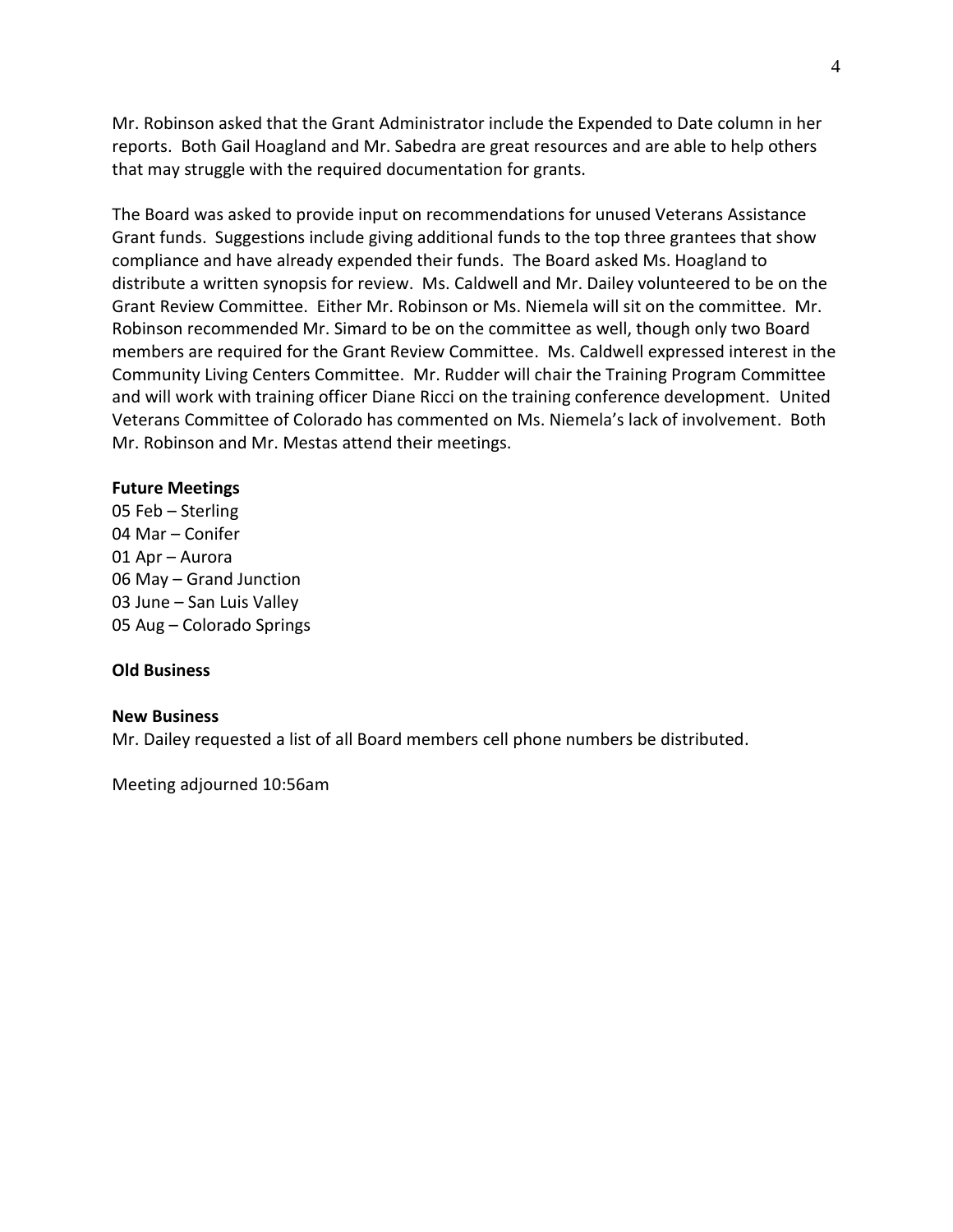Mr. Robinson asked that the Grant Administrator include the Expended to Date column in her reports. Both Gail Hoagland and Mr. Sabedra are great resources and are able to help others that may struggle with the required documentation for grants.

The Board was asked to provide input on recommendations for unused Veterans Assistance Grant funds. Suggestions include giving additional funds to the top three grantees that show compliance and have already expended their funds. The Board asked Ms. Hoagland to distribute a written synopsis for review. Ms. Caldwell and Mr. Dailey volunteered to be on the Grant Review Committee. Either Mr. Robinson or Ms. Niemela will sit on the committee. Mr. Robinson recommended Mr. Simard to be on the committee as well, though only two Board members are required for the Grant Review Committee. Ms. Caldwell expressed interest in the Community Living Centers Committee. Mr. Rudder will chair the Training Program Committee and will work with training officer Diane Ricci on the training conference development. United Veterans Committee of Colorado has commented on Ms. Niemela's lack of involvement. Both Mr. Robinson and Mr. Mestas attend their meetings.

**Future Meetings**

05 Feb – Sterling
04 Mar – Conifer
01 Apr – Aurora
06 May – Grand Junction
03 June – San Luis Valley
05 Aug – Colorado Springs

**Old Business**

**New Business**

Mr. Dailey requested a list of all Board members cell phone numbers be distributed.

Meeting adjourned 10:56am